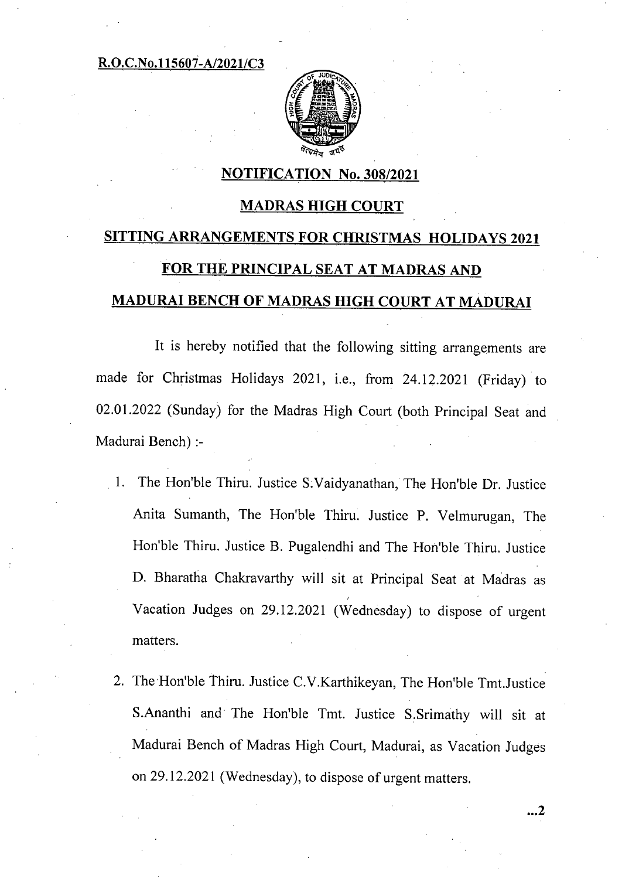**R.O.C.No.115607-A/2021/C3**

## NOTIFICATION No. 308/2021

## MADRAS HIGH COURT

## SITTING ARRANGEMENTS FOR CHRISTMAS HOLIDAYS 2021 FOR THE PRINCIPAL SEAT AT MADRAS AND MADURAI BENCH OF MADRAS HIGH COURT AT MADURAI

It is hereby notified that the following sitting arrangements are made for Christmas Holidays 2021, i.e., from 24.12.2021 (Friday) to 02.01.2022 (Sunday) for the Madras High Court (both Principal Seat and Madurai Bench) :-

1. The Hon'ble Thiru. Justice S.Vaidyanathan, The Hon'ble Dr. Justice Anita Sumanth, The Hon'ble Thiru. Justice P. Velmurugan, The Hon'ble Thiru. Justice B. Pugalendhi and The Hon'ble Thiru. Justice D. Bharatha Chakravarthy will sit at Principal Seat at Madras as Vacation Judges on 29.12.2021 (Wednesday) to dispose of urgent matters.

2. The Hon'ble Thiru. Justice C.V.Karthikeyan, The Hon'ble Tmt.Justice S.Ananthi and The Hon'ble Tmt. Justice S.Srimathy will sit at Madurai Bench of Madras High Court, Madurai, as Vacation Judges on 29.12.2021 (Wednesday), to dispose of urgent matters.

...2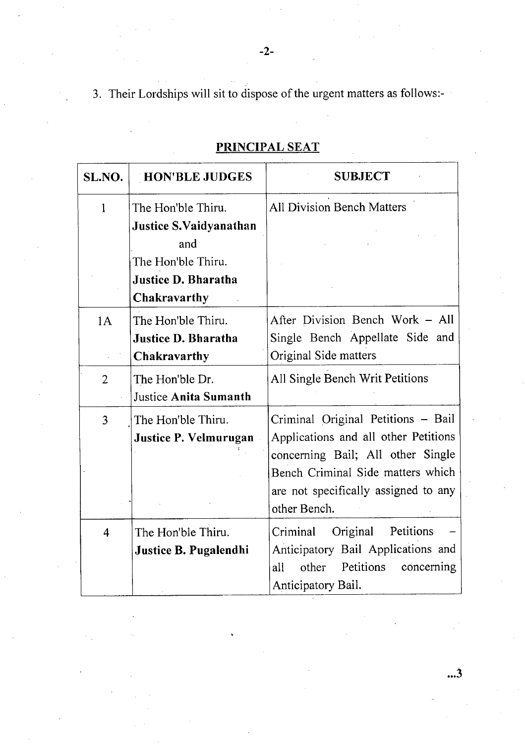3. Their Lordships will sit to dispose of the urgent matters as follows:-

## PRINCIPAL SEAT

| SL.NO. | HON'BLE JUDGES | SUBJECT |
|---|---|---|
| 1 | The Hon'ble Thiru. **Justice S.Vaidyanathan** and The Hon'ble Thiru. **Justice D. Bharatha Chakravarthy** | All Division Bench Matters |
| 1A | The Hon'ble Thiru. **Justice D. Bharatha Chakravarthy** | After Division Bench Work – All Single Bench Appellate Side and Original Side matters |
| 2 | The Hon'ble Dr. Justice **Anita Sumanth** | All Single Bench Writ Petitions |
| 3 | The Hon'ble Thiru. **Justice P. Velmurugan** | Criminal Original Petitions – Bail Applications and all other Petitions concerning Bail; All other Single Bench Criminal Side matters which are not specifically assigned to any other Bench. |
| 4 | The Hon'ble Thiru. **Justice B. Pugalendhi** | Criminal Original Petitions – Anticipatory Bail Applications and all other Petitions concerning Anticipatory Bail. |

...3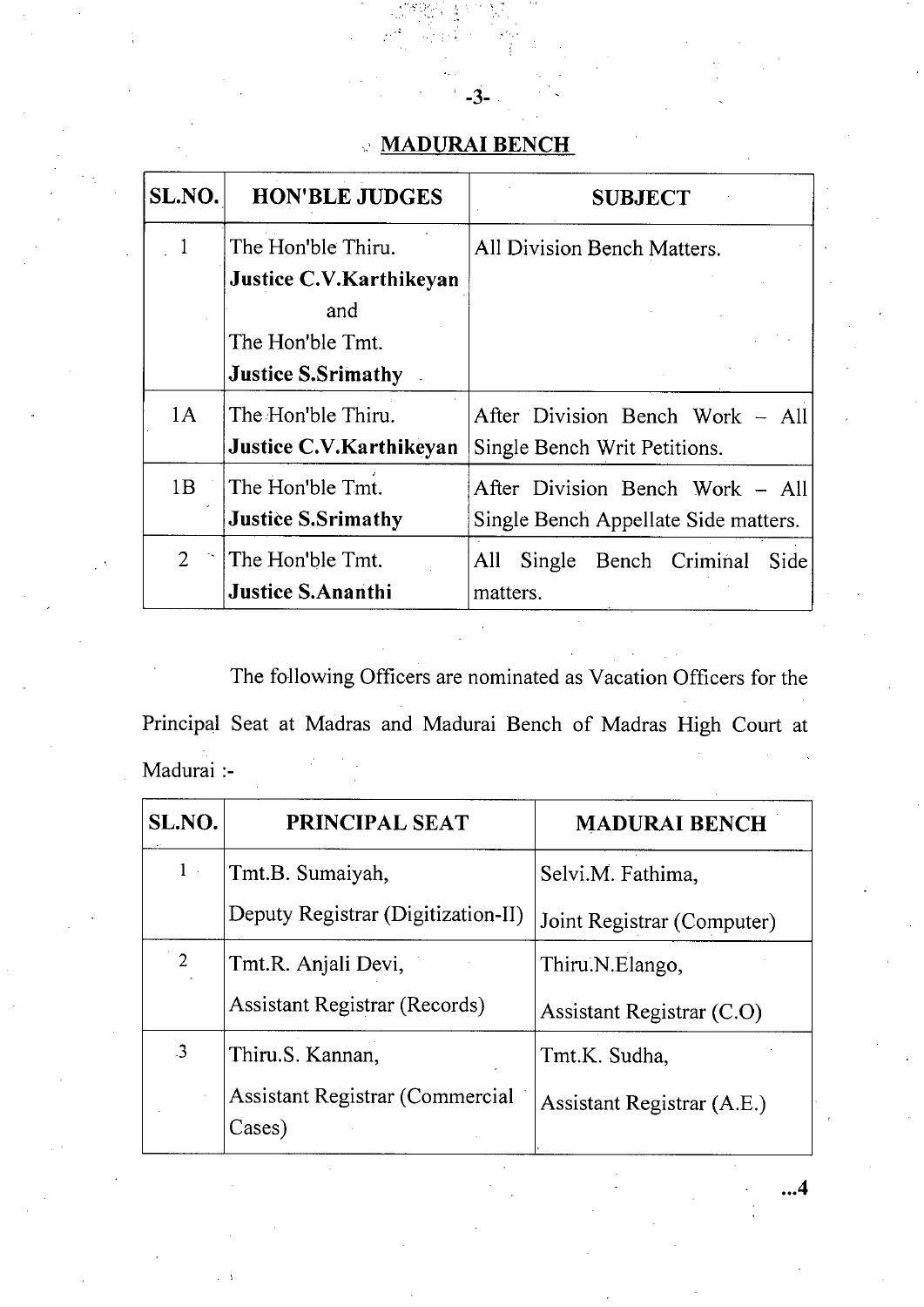## MADURAI BENCH

| SL.NO. | HON'BLE JUDGES | SUBJECT |
|---|---|---|
| 1 | The Hon'ble Thiru. **Justice C.V.Karthikeyan** and The Hon'ble Tmt. **Justice S.Srimathy** | All Division Bench Matters. |
| 1A | The Hon'ble Thiru. **Justice C.V.Karthikeyan** | After Division Bench Work – All Single Bench Writ Petitions. |
| 1B | The Hon'ble Tmt. **Justice S.Srimathy** | After Division Bench Work – All Single Bench Appellate Side matters. |
| 2 | The Hon'ble Tmt. **Justice S.Ananthi** | All Single Bench Criminal Side matters. |

The following Officers are nominated as Vacation Officers for the Principal Seat at Madras and Madurai Bench of Madras High Court at Madurai :-

| SL.NO. | PRINCIPAL SEAT | MADURAI BENCH |
|---|---|---|
| 1 | Tmt.B. Sumaiyah, Deputy Registrar (Digitization-II) | Selvi.M. Fathima, Joint Registrar (Computer) |
| 2 | Tmt.R. Anjali Devi, Assistant Registrar (Records) | Thiru.N.Elango, Assistant Registrar (C.O) |
| 3 | Thiru.S. Kannan, Assistant Registrar (Commercial Cases) | Tmt.K. Sudha, Assistant Registrar (A.E.) |

...4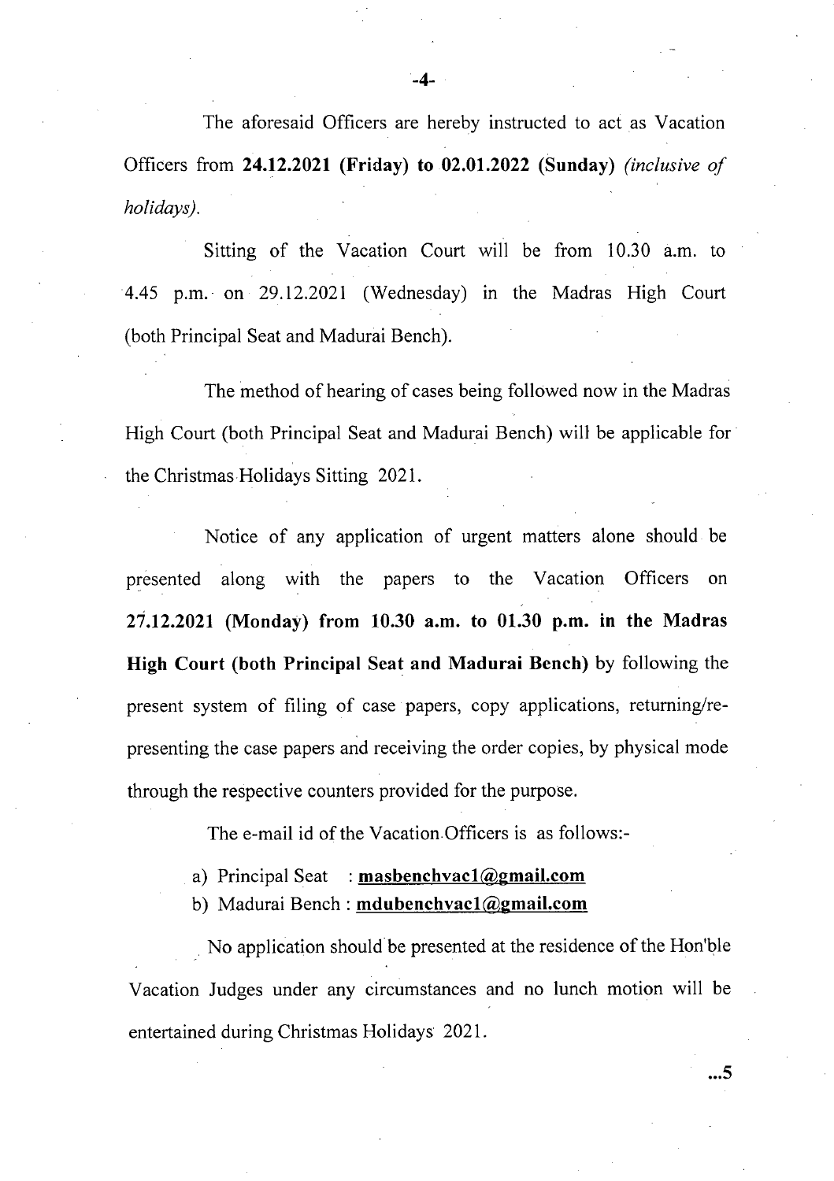The aforesaid Officers are hereby instructed to act as Vacation Officers from **24.12.2021 (Friday) to 02.01.2022 (Sunday)** *(inclusive of holidays)*.

Sitting of the Vacation Court will be from 10.30 a.m. to 4.45 p.m. on 29.12.2021 (Wednesday) in the Madras High Court (both Principal Seat and Madurai Bench).

The method of hearing of cases being followed now in the Madras High Court (both Principal Seat and Madurai Bench) will be applicable for the Christmas Holidays Sitting 2021.

Notice of any application of urgent matters alone should be presented along with the papers to the Vacation Officers on **27.12.2021 (Monday) from 10.30 a.m. to 01.30 p.m. in the Madras High Court (both Principal Seat and Madurai Bench)** by following the present system of filing of case papers, copy applications, returning/re-presenting the case papers and receiving the order copies, by physical mode through the respective counters provided for the purpose.

The e-mail id of the Vacation Officers is as follows:-

a) Principal Seat : **masbenchvac1@gmail.com**
b) Madurai Bench : **mdubenchvac1@gmail.com**

No application should be presented at the residence of the Hon'ble Vacation Judges under any circumstances and no lunch motion will be entertained during Christmas Holidays 2021.

...5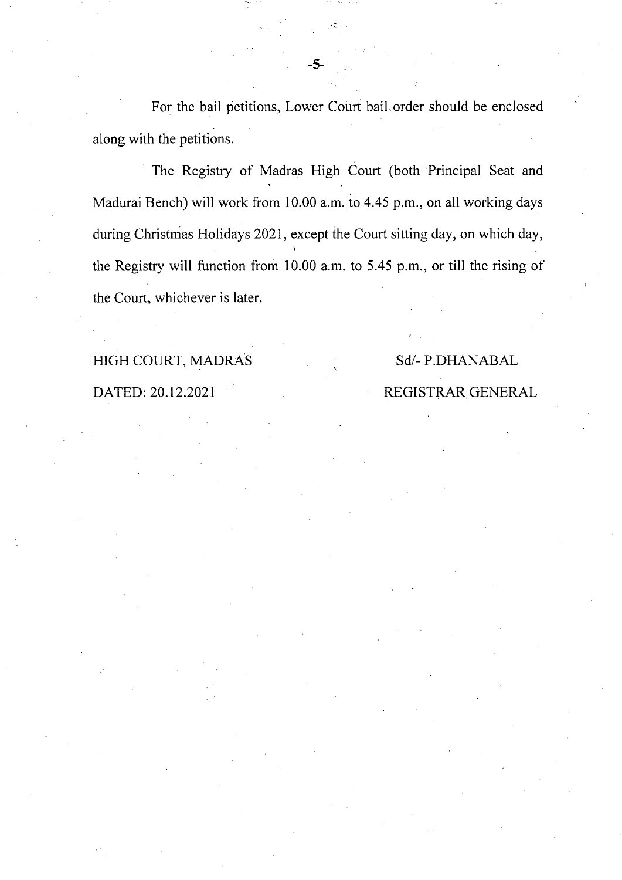For the bail petitions, Lower Court bail order should be enclosed along with the petitions.

The Registry of Madras High Court (both Principal Seat and Madurai Bench) will work from 10.00 a.m. to 4.45 p.m., on all working days during Christmas Holidays 2021, except the Court sitting day, on which day, the Registry will function from 10.00 a.m. to 5.45 p.m., or till the rising of the Court, whichever is later.

HIGH COURT, MADRAS
DATED: 20.12.2021

Sd/- P.DHANABAL
REGISTRAR GENERAL